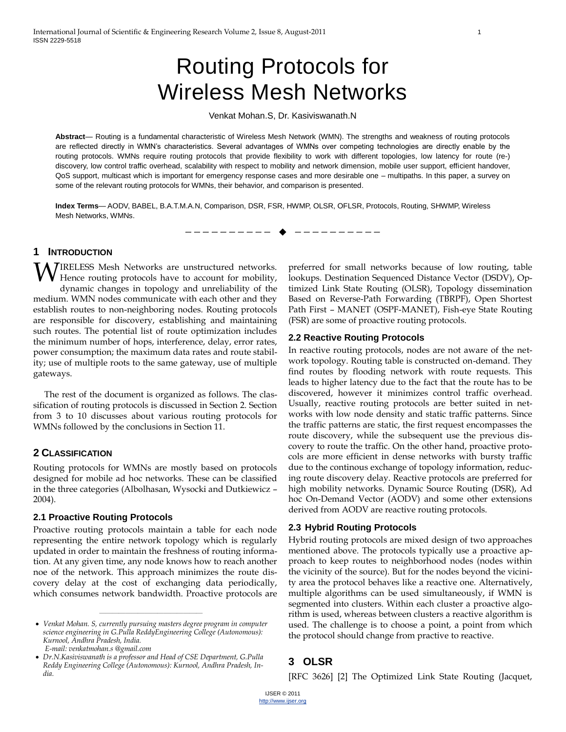# Routing Protocols for Wireless Mesh Networks

Venkat Mohan.S, Dr. Kasiviswanath.N

**Abstract**— Routing is a fundamental characteristic of Wireless Mesh Network (WMN). The strengths and weakness of routing protocols are reflected directly in WMN's characteristics. Several advantages of WMNs over competing technologies are directly enable by the routing protocols. WMNs require routing protocols that provide flexibility to work with different topologies, low latency for route (re-) discovery, low control traffic overhead, scalability with respect to mobility and network dimension, mobile user support, efficient handover, QoS support, multicast which is important for emergency response cases and more desirable one – multipaths. In this paper, a survey on some of the relevant routing protocols for WMNs, their behavior, and comparison is presented.

**Index Terms**— AODV, BABEL, B.A.T.M.A.N, Comparison, DSR, FSR, HWMP, OLSR, OFLSR, Protocols, Routing, SHWMP, Wireless Mesh Networks, WMNs.

## 1 Introduction

Wireless Mesh Networks are unstructured networks. Hence routing protocols have to account for mobility, dynamic changes in topology and unreliability of the medium. WMN nodes communicate with each other and they establish routes to non-neighboring nodes. Routing protocols are responsible for discovery, establishing and maintaining such routes. The potential list of route optimization includes the minimum number of hops, interference, delay, error rates, power consumption; the maximum data rates and route stability; use of multiple roots to the same gateway, use of multiple gateways.

The rest of the document is organized as follows. The classification of routing protocols is discussed in Section 2. Section from 3 to 10 discusses about various routing protocols for WMNs followed by the conclusions in Section 11.

## 2 Classification

Routing protocols for WMNs are mostly based on protocols designed for mobile ad hoc networks. These can be classified in the three categories (Albolhasan, Wysocki and Dutkiewicz – 2004).

### 2.1 Proactive Routing Protocols

Proactive routing protocols maintain a table for each node representing the entire network topology which is regularly updated in order to maintain the freshness of routing information. At any given time, any node knows how to reach another noe of the network. This approach minimizes the route discovery delay at the cost of exchanging data periodically, which consumes network bandwidth. Proactive protocols are preferred for small networks because of low routing, table lookups. Destination Sequenced Distance Vector (DSDV), Optimized Link State Routing (OLSR), Topology dissemination Based on Reverse-Path Forwarding (TBRPF), Open Shortest Path First – MANET (OSPF-MANET), Fish-eye State Routing (FSR) are some of proactive routing protocols.

### 2.2 Reactive Routing Protocols

In reactive routing protocols, nodes are not aware of the network topology. Routing table is constructed on-demand. They find routes by flooding network with route requests. This leads to higher latency due to the fact that the route has to be discovered, however it minimizes control traffic overhead. Usually, reactive routing protocols are better suited in networks with low node density and static traffic patterns. Since the traffic patterns are static, the first request encompasses the route discovery, while the subsequent use the previous discovery to route the traffic. On the other hand, proactive protocols are more efficient in dense networks with bursty traffic due to the continous exchange of topology information, reducing route discovery delay. Reactive protocols are preferred for high mobility networks. Dynamic Source Routing (DSR), Ad hoc On-Demand Vector (AODV) and some other extensions derived from AODV are reactive routing protocols.

### 2.3 Hybrid Routing Protocols

Hybrid routing protocols are mixed design of two approaches mentioned above. The protocols typically use a proactive approach to keep routes to neighborhood nodes (nodes within the vicinity of the source). But for the nodes beyond the vicinity area the protocol behaves like a reactive one. Alternatively, multiple algorithms can be used simultaneously, if WMN is segmented into clusters. Within each cluster a proactive algorithm is used, whereas between clusters a reactive algorithm is used. The challenge is to choose a point, a point from which the protocol should change from practive to reactive.

## 3 OLSR

[RFC 3626] [2] The Optimized Link State Routing (Jacquet,

---

- *Venkat Mohan. S, currently pursuing masters degree program in computer science engineering in G.Pulla ReddyEngineering College (Autonomous): Kurnool, Andhra Pradesh, India. E-mail: venkatmohan.s @gmail.com*
- *Dr.N.Kasiviswanath is a professor and Head of CSE Department, G.Pulla Reddy Engineering College (Autonomous): Kurnool, Andhra Pradesh, India.*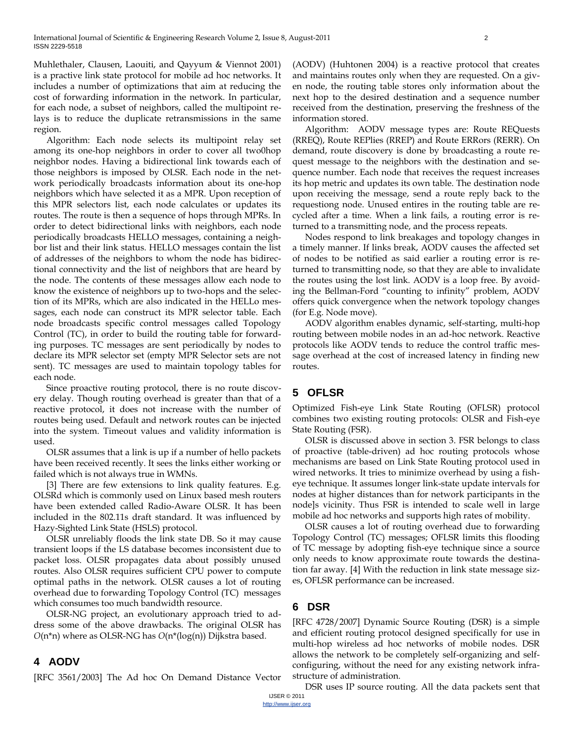Muhlethaler, Clausen, Laouiti, and Qayyum & Viennot 2001) is a practive link state protocol for mobile ad hoc networks. It includes a number of optimizations that aim at reducing the cost of forwarding information in the network. In particular, for each node, a subset of neighbors, called the multipoint relays is to reduce the duplicate retransmissions in the same region.

Algorithm: Each node selects its multipoint relay set among its one-hop neighbors in order to cover all two0hop neighbor nodes. Having a bidirectional link towards each of those neighbors is imposed by OLSR. Each node in the network periodically broadcasts information about its one-hop neighbors which have selected it as a MPR. Upon reception of this MPR selectors list, each node calculates or updates its routes. The route is then a sequence of hops through MPRs. In order to detect bidirectional links with neighbors, each node periodically broadcasts HELLO messages, containing a neighbor list and their link status. HELLO messages contain the list of addresses of the neighbors to whom the node has bidirectional connectivity and the list of neighbors that are heard by the node. The contents of these messages allow each node to know the existence of neighbors up to two-hops and the selection of its MPRs, which are also indicated in the HELLo messages, each node can construct its MPR selector table. Each node broadcasts specific control messages called Topology Control (TC), in order to build the routing table for forwarding purposes. TC messages are sent periodically by nodes to declare its MPR selector set (empty MPR Selector sets are not sent). TC messages are used to maintain topology tables for each node.

Since proactive routing protocol, there is no route discovery delay. Though routing overhead is greater than that of a reactive protocol, it does not increase with the number of routes being used. Default and network routes can be injected into the system. Timeout values and validity information is used.

OLSR assumes that a link is up if a number of hello packets have been received recently. It sees the links either working or failed which is not always true in WMNs.

[3] There are few extensions to link quality features. E.g. OLSRd which is commonly used on Linux based mesh routers have been extended called Radio-Aware OLSR. It has been included in the 802.11s draft standard. It was influenced by Hazy-Sighted Link State (HSLS) protocol.

OLSR unreliably floods the link state DB. So it may cause transient loops if the LS database becomes inconsistent due to packet loss. OLSR propagates data about possibly unused routes. Also OLSR requires sufficient CPU power to compute optimal paths in the network. OLSR causes a lot of routing overhead due to forwarding Topology Control (TC) messages which consumes too much bandwidth resource.

OLSR-NG project, an evolutionary approach tried to address some of the above drawbacks. The original OLSR has $O(n*n)$ where as OLSR-NG has $O(n*(\log(n))$ Dijkstra based.

## 4 AODV

[RFC 3561/2003] The Ad hoc On Demand Distance Vector (AODV) (Huhtonen 2004) is a reactive protocol that creates and maintains routes only when they are requested. On a given node, the routing table stores only information about the next hop to the desired destination and a sequence number received from the destination, preserving the freshness of the information stored.

Algorithm: AODV message types are: Route REQuests (RREQ), Route REPlies (RREP) and Route ERRors (RERR). On demand, route discovery is done by broadcasting a route request message to the neighbors with the destination and sequence number. Each node that receives the request increases its hop metric and updates its own table. The destination node upon receiving the message, send a route reply back to the requestiong node. Unused entires in the routing table are recycled after a time. When a link fails, a routing error is returned to a transmitting node, and the process repeats.

Nodes respond to link breakages and topology changes in a timely manner. If links break, AODV causes the affected set of nodes to be notified as said earlier a routing error is returned to transmitting node, so that they are able to invalidate the routes using the lost link. AODV is a loop free. By avoiding the Bellman-Ford "counting to infinity" problem, AODV offers quick convergence when the network topology changes (for E.g. Node move).

AODV algorithm enables dynamic, self-starting, multi-hop routing between mobile nodes in an ad-hoc network. Reactive protocols like AODV tends to reduce the control traffic message overhead at the cost of increased latency in finding new routes.

## 5 OFLSR

Optimized Fish-eye Link State Routing (OFLSR) protocol combines two existing routing protocols: OLSR and Fish-eye State Routing (FSR).

OLSR is discussed above in section 3. FSR belongs to class of proactive (table-driven) ad hoc routing protocols whose mechanisms are based on Link State Routing protocol used in wired networks. It tries to minimize overhead by using a fish-eye technique. It assumes longer link-state update intervals for nodes at higher distances than for network participants in the node]s vicinity. Thus FSR is intended to scale well in large mobile ad hoc networks and supports high rates of mobility.

OLSR causes a lot of routing overhead due to forwarding Topology Control (TC) messages; OFLSR limits this flooding of TC message by adopting fish-eye technique since a source only needs to know approximate route towards the destination far away. [4] With the reduction in link state message sizes, OFLSR performance can be increased.

## 6 DSR

[RFC 4728/2007] Dynamic Source Routing (DSR) is a simple and efficient routing protocol designed specifically for use in multi-hop wireless ad hoc networks of mobile nodes. DSR allows the network to be completely self-organizing and self-configuring, without the need for any existing network infrastructure of administration.

DSR uses IP source routing. All the data packets sent that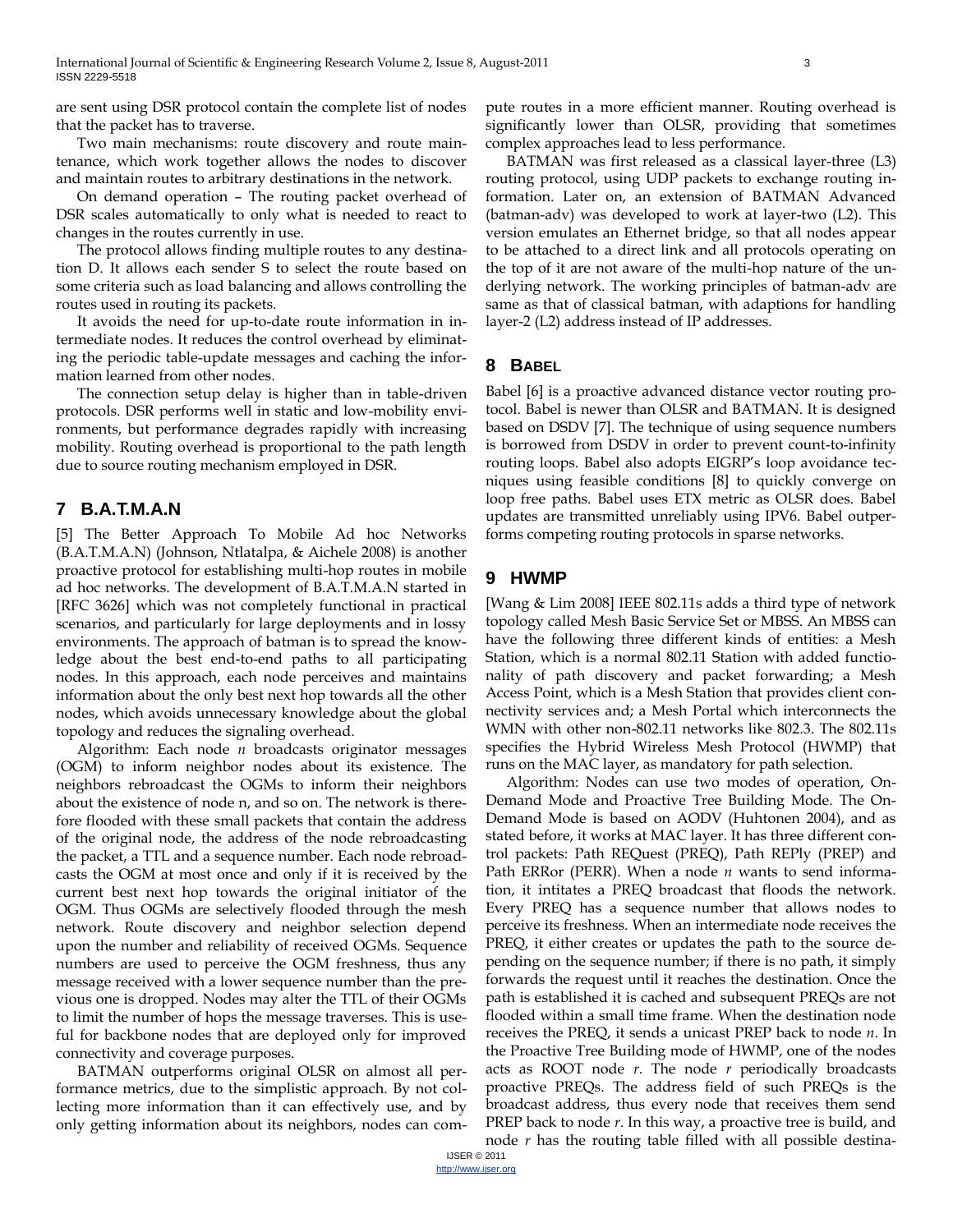are sent using DSR protocol contain the complete list of nodes that the packet has to traverse.

Two main mechanisms: route discovery and route maintenance, which work together allows the nodes to discover and maintain routes to arbitrary destinations in the network.

On demand operation – The routing packet overhead of DSR scales automatically to only what is needed to react to changes in the routes currently in use.

The protocol allows finding multiple routes to any destination D. It allows each sender S to select the route based on some criteria such as load balancing and allows controlling the routes used in routing its packets.

It avoids the need for up-to-date route information in intermediate nodes. It reduces the control overhead by eliminating the periodic table-update messages and caching the information learned from other nodes.

The connection setup delay is higher than in table-driven protocols. DSR performs well in static and low-mobility environments, but performance degrades rapidly with increasing mobility. Routing overhead is proportional to the path length due to source routing mechanism employed in DSR.

## 7 B.A.T.M.A.N

[5] The Better Approach To Mobile Ad hoc Networks (B.A.T.M.A.N) (Johnson, Ntlatalpa, & Aichele 2008) is another proactive protocol for establishing multi-hop routes in mobile ad hoc networks. The development of B.A.T.M.A.N started in [RFC 3626] which was not completely functional in practical scenarios, and particularly for large deployments and in lossy environments. The approach of batman is to spread the knowledge about the best end-to-end paths to all participating nodes. In this approach, each node perceives and maintains information about the only best next hop towards all the other nodes, which avoids unnecessary knowledge about the global topology and reduces the signaling overhead.

Algorithm: Each node *n* broadcasts originator messages (OGM) to inform neighbor nodes about its existence. The neighbors rebroadcast the OGMs to inform their neighbors about the existence of node n, and so on. The network is therefore flooded with these small packets that contain the address of the original node, the address of the node rebroadcasting the packet, a TTL and a sequence number. Each node rebroadcasts the OGM at most once and only if it is received by the current best next hop towards the original initiator of the OGM. Thus OGMs are selectively flooded through the mesh network. Route discovery and neighbor selection depend upon the number and reliability of received OGMs. Sequence numbers are used to perceive the OGM freshness, thus any message received with a lower sequence number than the previous one is dropped. Nodes may alter the TTL of their OGMs to limit the number of hops the message traverses. This is useful for backbone nodes that are deployed only for improved connectivity and coverage purposes.

BATMAN outperforms original OLSR on almost all performance metrics, due to the simplistic approach. By not collecting more information than it can effectively use, and by only getting information about its neighbors, nodes can compute routes in a more efficient manner. Routing overhead is significantly lower than OLSR, providing that sometimes complex approaches lead to less performance.

BATMAN was first released as a classical layer-three (L3) routing protocol, using UDP packets to exchange routing information. Later on, an extension of BATMAN Advanced (batman-adv) was developed to work at layer-two (L2). This version emulates an Ethernet bridge, so that all nodes appear to be attached to a direct link and all protocols operating on the top of it are not aware of the multi-hop nature of the underlying network. The working principles of batman-adv are same as that of classical batman, with adaptions for handling layer-2 (L2) address instead of IP addresses.

## 8 BABEL

Babel [6] is a proactive advanced distance vector routing protocol. Babel is newer than OLSR and BATMAN. It is designed based on DSDV [7]. The technique of using sequence numbers is borrowed from DSDV in order to prevent count-to-infinity routing loops. Babel also adopts EIGRP's loop avoidance tecniques using feasible conditions [8] to quickly converge on loop free paths. Babel uses ETX metric as OLSR does. Babel updates are transmitted unreliably using IPV6. Babel outperforms competing routing protocols in sparse networks.

## 9 HWMP

[Wang & Lim 2008] IEEE 802.11s adds a third type of network topology called Mesh Basic Service Set or MBSS. An MBSS can have the following three different kinds of entities: a Mesh Station, which is a normal 802.11 Station with added functionality of path discovery and packet forwarding; a Mesh Access Point, which is a Mesh Station that provides client connectivity services and; a Mesh Portal which interconnects the WMN with other non-802.11 networks like 802.3. The 802.11s specifies the Hybrid Wireless Mesh Protocol (HWMP) that runs on the MAC layer, as mandatory for path selection.

Algorithm: Nodes can use two modes of operation, On-Demand Mode and Proactive Tree Building Mode. The On-Demand Mode is based on AODV (Huhtonen 2004), and as stated before, it works at MAC layer. It has three different control packets: Path REQuest (PREQ), Path REPly (PREP) and Path ERRor (PERR). When a node *n* wants to send information, it intitates a PREQ broadcast that floods the network. Every PREQ has a sequence number that allows nodes to perceive its freshness. When an intermediate node receives the PREQ, it either creates or updates the path to the source depending on the sequence number; if there is no path, it simply forwards the request until it reaches the destination. Once the path is established it is cached and subsequent PREQs are not flooded within a small time frame. When the destination node receives the PREQ, it sends a unicast PREP back to node *n*. In the Proactive Tree Building mode of HWMP, one of the nodes acts as ROOT node *r*. The node *r* periodically broadcasts proactive PREQs. The address field of such PREQs is the broadcast address, thus every node that receives them send PREP back to node *r*. In this way, a proactive tree is build, and node *r* has the routing table filled with all possible destina-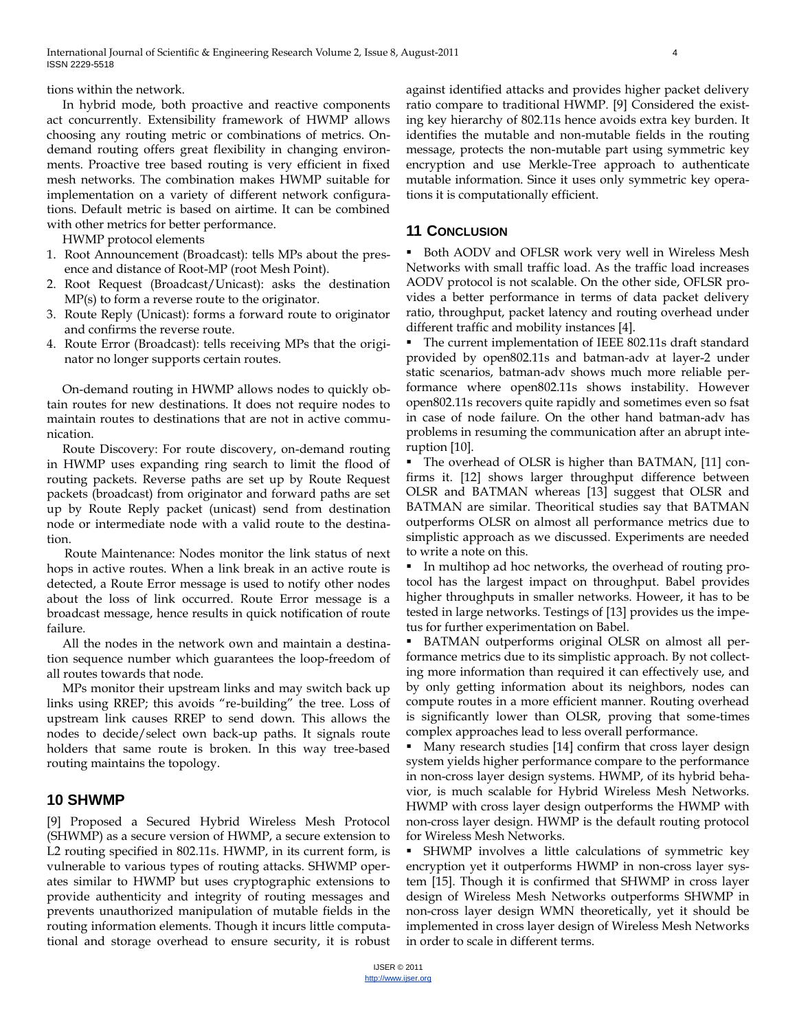tions within the network.

In hybrid mode, both proactive and reactive components act concurrently. Extensibility framework of HWMP allows choosing any routing metric or combinations of metrics. On-demand routing offers great flexibility in changing environments. Proactive tree based routing is very efficient in fixed mesh networks. The combination makes HWMP suitable for implementation on a variety of different network configurations. Default metric is based on airtime. It can be combined with other metrics for better performance.

HWMP protocol elements

1. Root Announcement (Broadcast): tells MPs about the presence and distance of Root-MP (root Mesh Point).
2. Root Request (Broadcast/Unicast): asks the destination MP(s) to form a reverse route to the originator.
3. Route Reply (Unicast): forms a forward route to originator and confirms the reverse route.
4. Route Error (Broadcast): tells receiving MPs that the originator no longer supports certain routes.

On-demand routing in HWMP allows nodes to quickly obtain routes for new destinations. It does not require nodes to maintain routes to destinations that are not in active communication.

Route Discovery: For route discovery, on-demand routing in HWMP uses expanding ring search to limit the flood of routing packets. Reverse paths are set up by Route Request packets (broadcast) from originator and forward paths are set up by Route Reply packet (unicast) send from destination node or intermediate node with a valid route to the destination.

Route Maintenance: Nodes monitor the link status of next hops in active routes. When a link break in an active route is detected, a Route Error message is used to notify other nodes about the loss of link occurred. Route Error message is a broadcast message, hence results in quick notification of route failure.

All the nodes in the network own and maintain a destination sequence number which guarantees the loop-freedom of all routes towards that node.

MPs monitor their upstream links and may switch back up links using RREP; this avoids "re-building" the tree. Loss of upstream link causes RREP to send down. This allows the nodes to decide/select own back-up paths. It signals route holders that same route is broken. In this way tree-based routing maintains the topology.

## 10 SHWMP

[9] Proposed a Secured Hybrid Wireless Mesh Protocol (SHWMP) as a secure version of HWMP, a secure extension to L2 routing specified in 802.11s. HWMP, in its current form, is vulnerable to various types of routing attacks. SHWMP operates similar to HWMP but uses cryptographic extensions to provide authenticity and integrity of routing messages and prevents unauthorized manipulation of mutable fields in the routing information elements. Though it incurs little computational and storage overhead to ensure security, it is robust against identified attacks and provides higher packet delivery ratio compare to traditional HWMP. [9] Considered the existing key hierarchy of 802.11s hence avoids extra key burden. It identifies the mutable and non-mutable fields in the routing message, protects the non-mutable part using symmetric key encryption and use Merkle-Tree approach to authenticate mutable information. Since it uses only symmetric key operations it is computationally efficient.

## 11 Conclusion

- Both AODV and OFLSR work very well in Wireless Mesh Networks with small traffic load. As the traffic load increases AODV protocol is not scalable. On the other side, OFLSR provides a better performance in terms of data packet delivery ratio, throughput, packet latency and routing overhead under different traffic and mobility instances [4].
- The current implementation of IEEE 802.11s draft standard provided by open802.11s and batman-adv at layer-2 under static scenarios, batman-adv shows much more reliable performance where open802.11s shows instability. However open802.11s recovers quite rapidly and sometimes even so fsat in case of node failure. On the other hand batman-adv has problems in resuming the communication after an abrupt interuption [10].
- The overhead of OLSR is higher than BATMAN, [11] confirms it. [12] shows larger throughput difference between OLSR and BATMAN whereas [13] suggest that OLSR and BATMAN are similar. Theoritical studies say that BATMAN outperforms OLSR on almost all performance metrics due to simplistic approach as we discussed. Experiments are needed to write a note on this.
- In multihop ad hoc networks, the overhead of routing protocol has the largest impact on throughput. Babel provides higher throughputs in smaller networks. Howeer, it has to be tested in large networks. Testings of [13] provides us the impetus for further experimentation on Babel.
- BATMAN outperforms original OLSR on almost all performance metrics due to its simplistic approach. By not collecting more information than required it can effectively use, and by only getting information about its neighbors, nodes can compute routes in a more efficient manner. Routing overhead is significantly lower than OLSR, proving that some-times complex approaches lead to less overall performance.
- Many research studies [14] confirm that cross layer design system yields higher performance compare to the performance in non-cross layer design systems. HWMP, of its hybrid behavior, is much scalable for Hybrid Wireless Mesh Networks. HWMP with cross layer design outperforms the HWMP with non-cross layer design. HWMP is the default routing protocol for Wireless Mesh Networks.
- SHWMP involves a little calculations of symmetric key encryption yet it outperforms HWMP in non-cross layer system [15]. Though it is confirmed that SHWMP in cross layer design of Wireless Mesh Networks outperforms SHWMP in non-cross layer design WMN theoretically, yet it should be implemented in cross layer design of Wireless Mesh Networks in order to scale in different terms.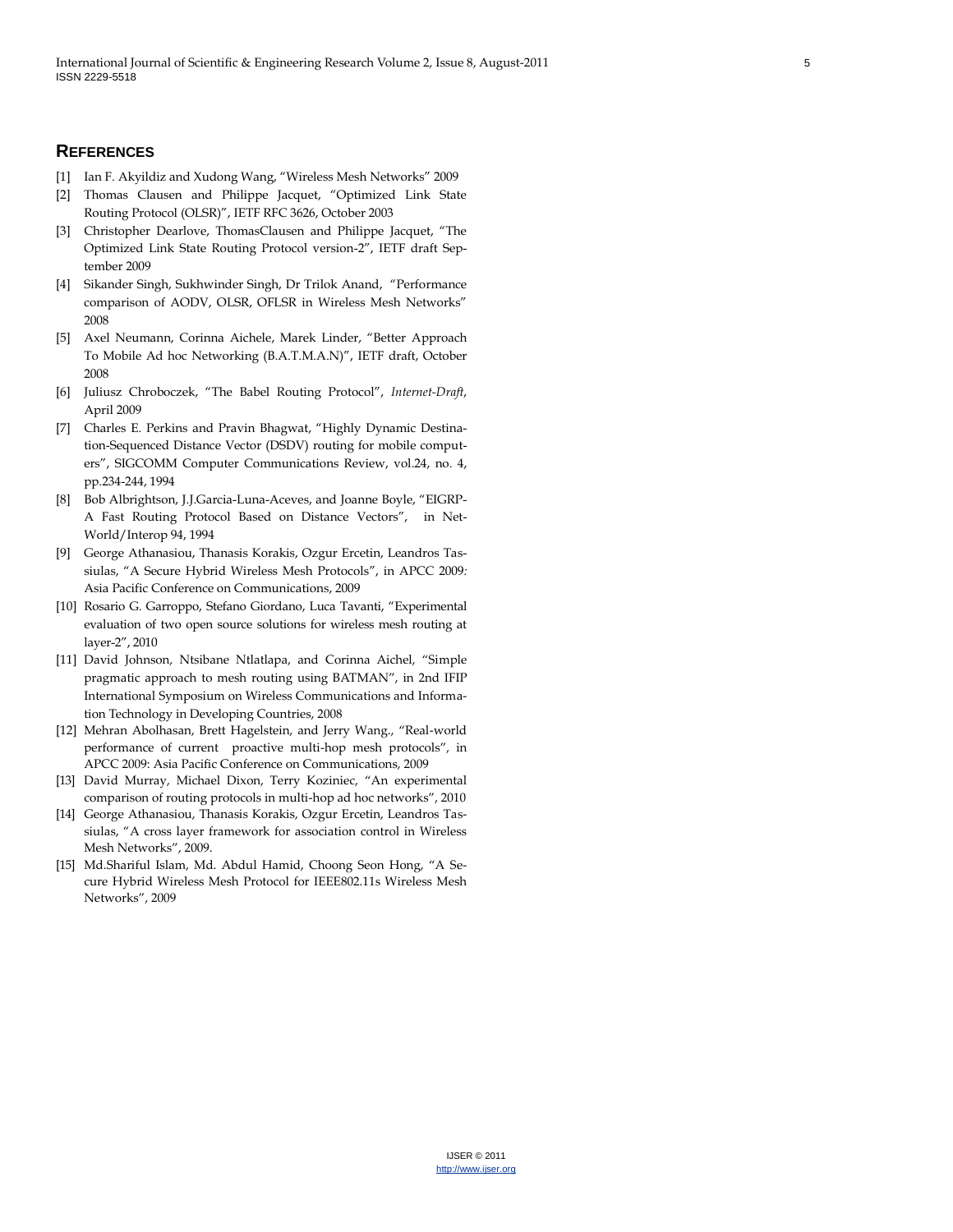## References

[1] Ian F. Akyildiz and Xudong Wang, "Wireless Mesh Networks" 2009

[2] Thomas Clausen and Philippe Jacquet, "Optimized Link State Routing Protocol (OLSR)", IETF RFC 3626, October 2003

[3] Christopher Dearlove, ThomasClausen and Philippe Jacquet, "The Optimized Link State Routing Protocol version-2", IETF draft September 2009

[4] Sikander Singh, Sukhwinder Singh, Dr Trilok Anand, "Performance comparison of AODV, OLSR, OFLSR in Wireless Mesh Networks" 2008

[5] Axel Neumann, Corinna Aichele, Marek Linder, "Better Approach To Mobile Ad hoc Networking (B.A.T.M.A.N)", IETF draft, October 2008

[6] Juliusz Chroboczek, "The Babel Routing Protocol", *Internet-Draft*, April 2009

[7] Charles E. Perkins and Pravin Bhagwat, "Highly Dynamic Destination-Sequenced Distance Vector (DSDV) routing for mobile computers", SIGCOMM Computer Communications Review, vol.24, no. 4, pp.234-244, 1994

[8] Bob Albrightson, J.J.Garcia-Luna-Aceves, and Joanne Boyle, "EIGRP- A Fast Routing Protocol Based on Distance Vectors", in NetWorld/Interop 94, 1994

[9] George Athanasiou, Thanasis Korakis, Ozgur Ercetin, Leandros Tassiulas, "A Secure Hybrid Wireless Mesh Protocols", in APCC 2009: Asia Pacific Conference on Communications, 2009

[10] Rosario G. Garroppo, Stefano Giordano, Luca Tavanti, "Experimental evaluation of two open source solutions for wireless mesh routing at layer-2", 2010

[11] David Johnson, Ntsibane Ntlatlapa, and Corinna Aichel, "Simple pragmatic approach to mesh routing using BATMAN", in 2nd IFIP International Symposium on Wireless Communications and Information Technology in Developing Countries, 2008

[12] Mehran Abolhasan, Brett Hagelstein, and Jerry Wang., "Real-world performance of current proactive multi-hop mesh protocols", in APCC 2009: Asia Pacific Conference on Communications, 2009

[13] David Murray, Michael Dixon, Terry Koziniec, "An experimental comparison of routing protocols in multi-hop ad hoc networks", 2010

[14] George Athanasiou, Thanasis Korakis, Ozgur Ercetin, Leandros Tassiulas, "A cross layer framework for association control in Wireless Mesh Networks", 2009.

[15] Md.Shariful Islam, Md. Abdul Hamid, Choong Seon Hong, "A Secure Hybrid Wireless Mesh Protocol for IEEE802.11s Wireless Mesh Networks", 2009